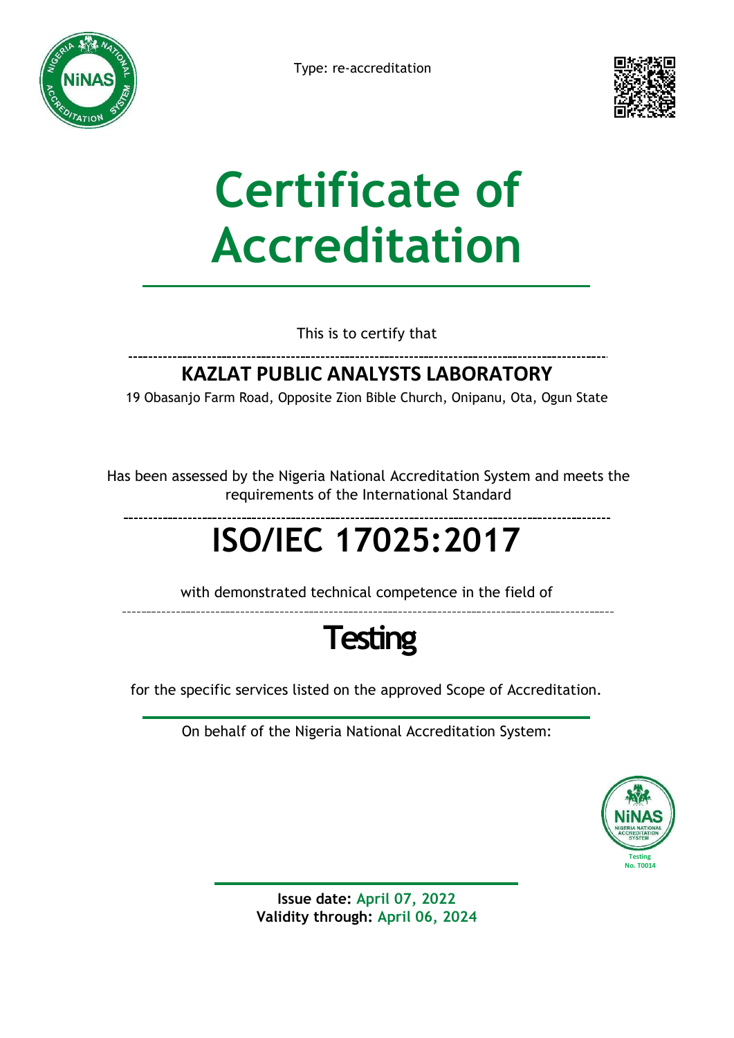Type: re-accreditation

# Certificate of Accreditation

This is to certify that

## KAZLAT PUBLIC ANALYSTS LABORATORY

19 Obasanjo Farm Road, Opposite Zion Bible Church, Onipanu, Ota, Ogun State

Has been assessed by the Nigeria National Accreditation System and meets the requirements of the International Standard

# ISO/IEC 17025:2017

with demonstrated technical competence in the field of

# Testing

for the specific services listed on the approved Scope of Accreditation.

On behalf of the Nigeria National Accreditation System:

NiNAS NIGERIA NATIONAL ACCREDITATION SYSTEM
Testing
No. T0014

**Issue date:** April 07, 2022
**Validity through:** April 06, 2024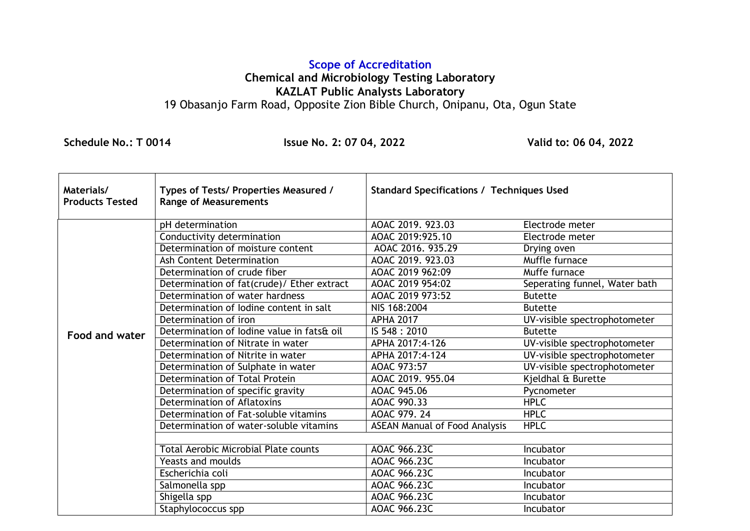## Scope of Accreditation

**Chemical and Microbiology Testing Laboratory**

**KAZLAT Public Analysts Laboratory**

19 Obasanjo Farm Road, Opposite Zion Bible Church, Onipanu, Ota, Ogun State

**Schedule No.: T 0014** **Issue No. 2: 07 04, 2022** **Valid to: 06 04, 2022**

| Materials/ Products Tested | Types of Tests/ Properties Measured / Range of Measurements | Standard Specifications / Techniques Used | |
|---|---|---|---|
| **Food and water** | pH determination | AOAC 2019. 923.03 | Electrode meter |
| | Conductivity determination | AOAC 2019:925.10 | Electrode meter |
| | Determination of moisture content | AOAC 2016. 935.29 | Drying oven |
| | Ash Content Determination | AOAC 2019. 923.03 | Muffle furnace |
| | Determination of crude fiber | AOAC 2019 962:09 | Muffe furnace |
| | Determination of fat(crude)/ Ether extract | AOAC 2019 954:02 | Seperating funnel, Water bath |
| | Determination of water hardness | AOAC 2019 973:52 | Butette |
| | Determination of Iodine content in salt | NIS 168:2004 | Butette |
| | Determination of iron | APHA 2017 | UV-visible spectrophotometer |
| | Determination of Iodine value in fats& oil | IS 548 : 2010 | Butette |
| | Determination of Nitrate in water | APHA 2017:4-126 | UV-visible spectrophotometer |
| | Determination of Nitrite in water | APHA 2017:4-124 | UV-visible spectrophotometer |
| | Determination of Sulphate in water | AOAC 973:57 | UV-visible spectrophotometer |
| | Determination of Total Protein | AOAC 2019. 955.04 | Kjeldhal & Burette |
| | Determination of specific gravity | AOAC 945.06 | Pycnometer |
| | Determination of Aflatoxins | AOAC 990.33 | HPLC |
| | Determination of Fat-soluble vitamins | AOAC 979. 24 | HPLC |
| | Determination of water-soluble vitamins | ASEAN Manual of Food Analysis | HPLC |
| | | | |
| | Total Aerobic Microbial Plate counts | AOAC 966.23C | Incubator |
| | Yeasts and moulds | AOAC 966.23C | Incubator |
| | Escherichia coli | AOAC 966.23C | Incubator |
| | Salmonella spp | AOAC 966.23C | Incubator |
| | Shigella spp | AOAC 966.23C | Incubator |
| | Staphylococcus spp | AOAC 966.23C | Incubator |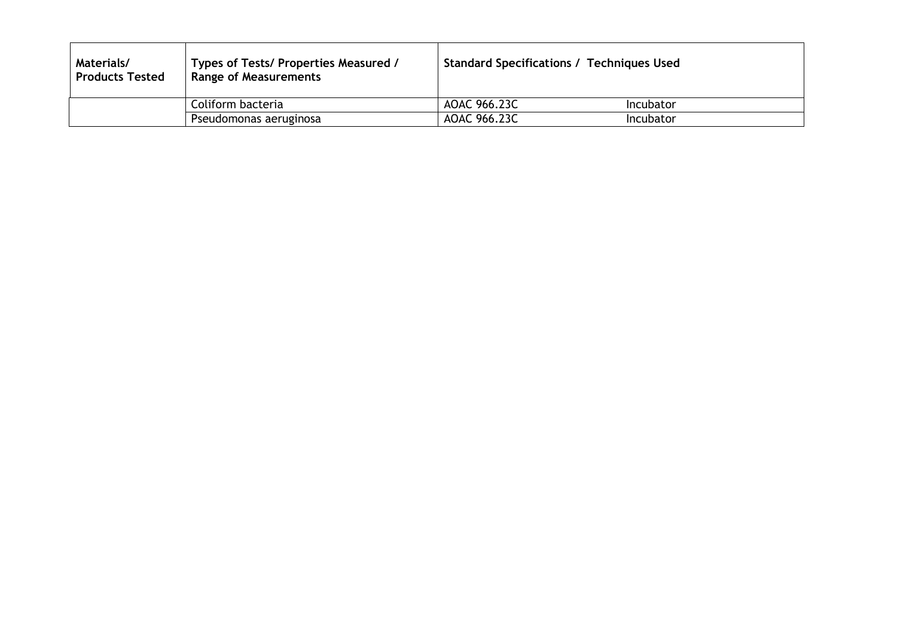| Materials/ Products Tested | Types of Tests/ Properties Measured / Range of Measurements | Standard Specifications / Techniques Used | |
|---|---|---|---|
| | Coliform bacteria | AOAC 966.23C | Incubator |
| | Pseudomonas aeruginosa | AOAC 966.23C | Incubator |